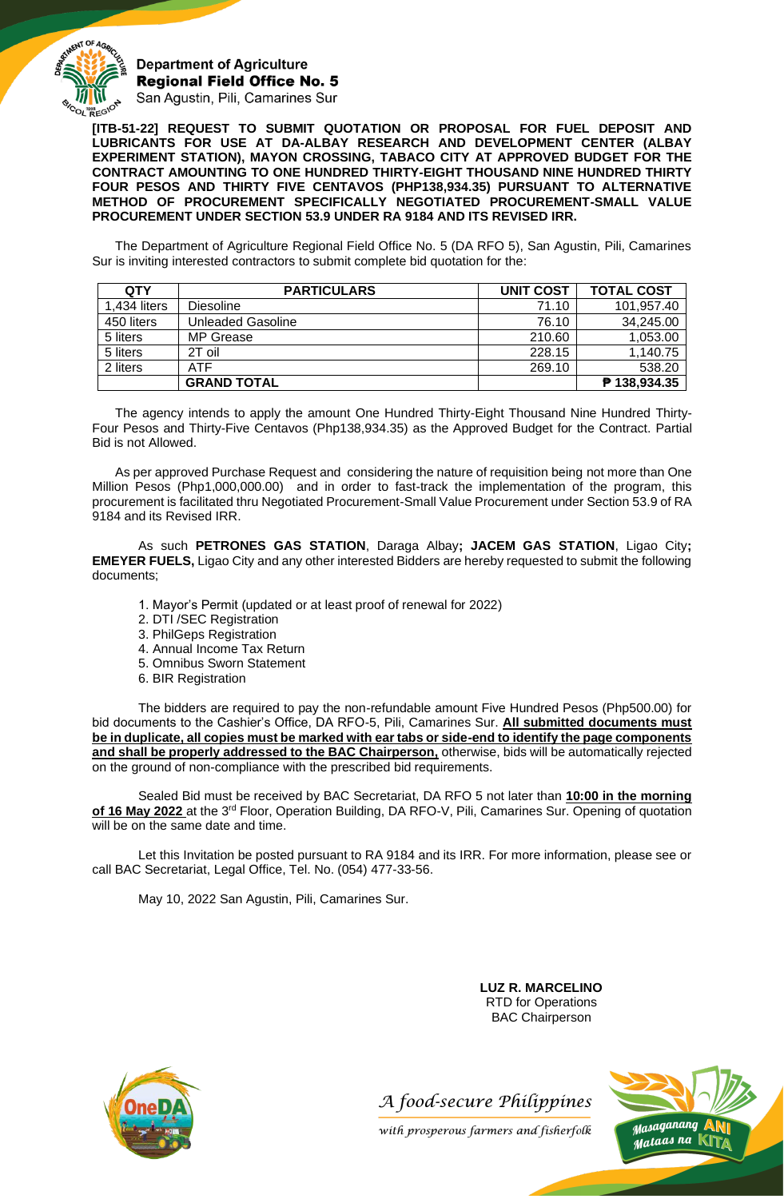**Department of Agriculture**
**Regional Field Office No. 5**
San Agustin, Pili, Camarines Sur

**[ITB-51-22] REQUEST TO SUBMIT QUOTATION OR PROPOSAL FOR FUEL DEPOSIT AND LUBRICANTS FOR USE AT DA-ALBAY RESEARCH AND DEVELOPMENT CENTER (ALBAY EXPERIMENT STATION), MAYON CROSSING, TABACO CITY AT APPROVED BUDGET FOR THE CONTRACT AMOUNTING TO ONE HUNDRED THIRTY-EIGHT THOUSAND NINE HUNDRED THIRTY FOUR PESOS AND THIRTY FIVE CENTAVOS (PHP138,934.35) PURSUANT TO ALTERNATIVE METHOD OF PROCUREMENT SPECIFICALLY NEGOTIATED PROCUREMENT-SMALL VALUE PROCUREMENT UNDER SECTION 53.9 UNDER RA 9184 AND ITS REVISED IRR.**

The Department of Agriculture Regional Field Office No. 5 (DA RFO 5), San Agustin, Pili, Camarines Sur is inviting interested contractors to submit complete bid quotation for the:

| QTY | PARTICULARS | UNIT COST | TOTAL COST |
|---|---|---|---|
| 1,434 liters | Diesoline | 71.10 | 101,957.40 |
| 450 liters | Unleaded Gasoline | 76.10 | 34,245.00 |
| 5 liters | MP Grease | 210.60 | 1,053.00 |
| 5 liters | 2T oil | 228.15 | 1,140.75 |
| 2 liters | ATF | 269.10 | 538.20 |
| | **GRAND TOTAL** | | **₱ 138,934.35** |

The agency intends to apply the amount One Hundred Thirty-Eight Thousand Nine Hundred Thirty-Four Pesos and Thirty-Five Centavos (Php138,934.35) as the Approved Budget for the Contract. Partial Bid is not Allowed.

As per approved Purchase Request and considering the nature of requisition being not more than One Million Pesos (Php1,000,000.00) and in order to fast-track the implementation of the program, this procurement is facilitated thru Negotiated Procurement-Small Value Procurement under Section 53.9 of RA 9184 and its Revised IRR.

As such **PETRONES GAS STATION**, Daraga Albay**; JACEM GAS STATION**, Ligao City**; EMEYER FUELS,** Ligao City and any other interested Bidders are hereby requested to submit the following documents;

1. Mayor's Permit (updated or at least proof of renewal for 2022)
2. DTI /SEC Registration
3. PhilGeps Registration
4. Annual Income Tax Return
5. Omnibus Sworn Statement
6. BIR Registration

The bidders are required to pay the non-refundable amount Five Hundred Pesos (Php500.00) for bid documents to the Cashier's Office, DA RFO-5, Pili, Camarines Sur. **All submitted documents must be in duplicate, all copies must be marked with ear tabs or side-end to identify the page components and shall be properly addressed to the BAC Chairperson,** otherwise, bids will be automatically rejected on the ground of non-compliance with the prescribed bid requirements.

Sealed Bid must be received by BAC Secretariat, DA RFO 5 not later than **10:00 in the morning of 16 May 2022** at the 3rd Floor, Operation Building, DA RFO-V, Pili, Camarines Sur. Opening of quotation will be on the same date and time.

Let this Invitation be posted pursuant to RA 9184 and its IRR. For more information, please see or call BAC Secretariat, Legal Office, Tel. No. (054) 477-33-56.

May 10, 2022 San Agustin, Pili, Camarines Sur.

**LUZ R. MARCELINO**
RTD for Operations
BAC Chairperson

*A food-secure Philippines*
*with prosperous farmers and fisherfolk*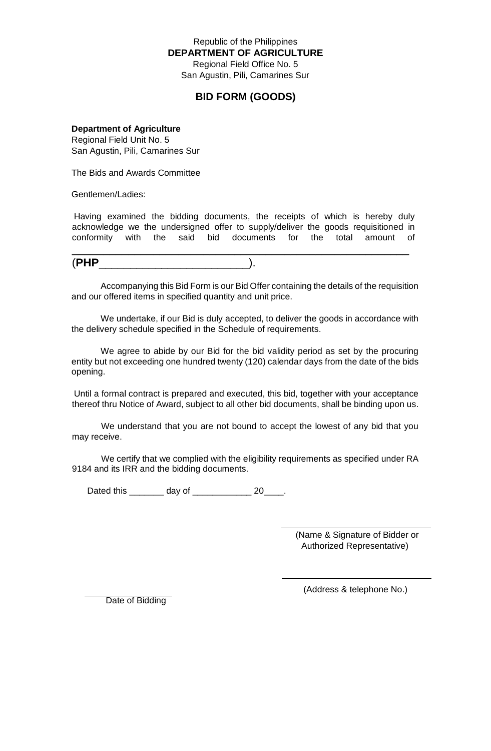Republic of the Philippines

**DEPARTMENT OF AGRICULTURE**

Regional Field Office No. 5

San Agustin, Pili, Camarines Sur

## BID FORM (GOODS)

**Department of Agriculture**
Regional Field Unit No. 5
San Agustin, Pili, Camarines Sur

The Bids and Awards Committee

Gentlemen/Ladies:

Having examined the bidding documents, the receipts of which is hereby duly acknowledge we the undersigned offer to supply/deliver the goods requisitioned in conformity with the said bid documents for the total amount of _______________________________________________________________ (**PHP**_________________________).

Accompanying this Bid Form is our Bid Offer containing the details of the requisition and our offered items in specified quantity and unit price.

We undertake, if our Bid is duly accepted, to deliver the goods in accordance with the delivery schedule specified in the Schedule of requirements.

We agree to abide by our Bid for the bid validity period as set by the procuring entity but not exceeding one hundred twenty (120) calendar days from the date of the bids opening.

Until a formal contract is prepared and executed, this bid, together with your acceptance thereof thru Notice of Award, subject to all other bid documents, shall be binding upon us.

We understand that you are not bound to accept the lowest of any bid that you may receive.

We certify that we complied with the eligibility requirements as specified under RA 9184 and its IRR and the bidding documents.

Dated this _______ day of ____________ 20____.

______________________________
(Name & Signature of Bidder or Authorized Representative)

______________________________
(Address & telephone No.)

______________________
Date of Bidding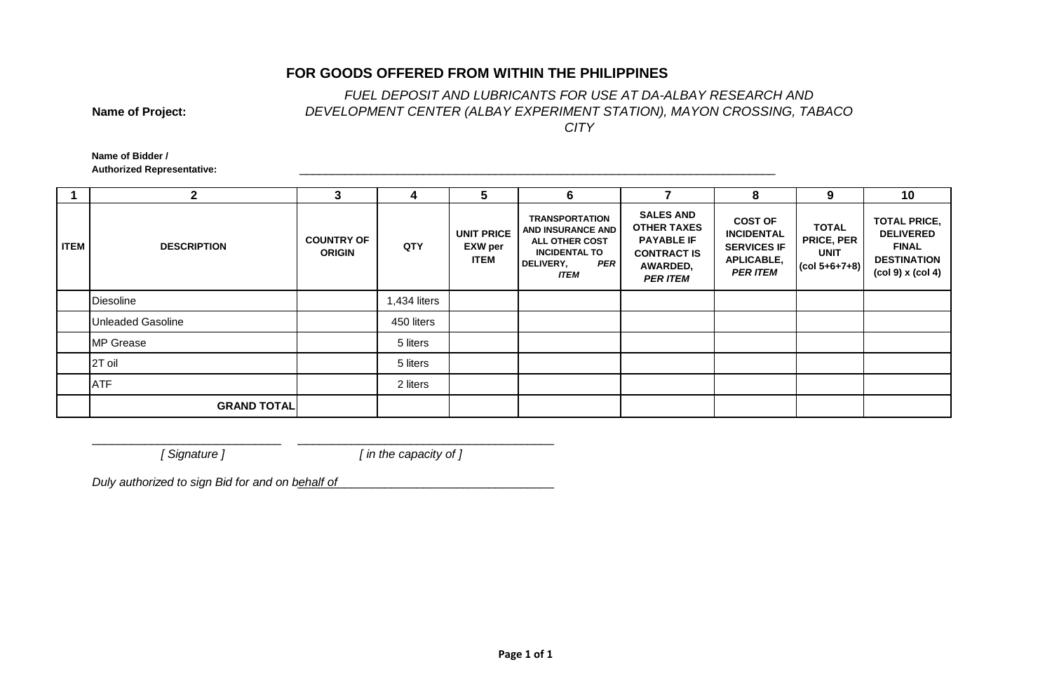## FOR GOODS OFFERED FROM WITHIN THE PHILIPPINES

**Name of Project:** *FUEL DEPOSIT AND LUBRICANTS FOR USE AT DA-ALBAY RESEARCH AND DEVELOPMENT CENTER (ALBAY EXPERIMENT STATION), MAYON CROSSING, TABACO CITY*

**Name of Bidder / Authorized Representative:** ______________________________________________________________________________

| 1 | 2 | 3 | 4 | 5 | 6 | 7 | 8 | 9 | 10 |
|---|---|---|---|---|---|---|---|---|---|
| **ITEM** | **DESCRIPTION** | **COUNTRY OF ORIGIN** | **QTY** | **UNIT PRICE EXW per ITEM** | **TRANSPORTATION AND INSURANCE AND ALL OTHER COST INCIDENTAL TO DELIVERY, *PER ITEM*** | **SALES AND OTHER TAXES PAYABLE IF CONTRACT IS AWARDED, *PER ITEM*** | **COST OF INCIDENTAL SERVICES IF APLICABLE, *PER ITEM*** | **TOTAL PRICE, PER UNIT (col 5+6+7+8)** | **TOTAL PRICE, DELIVERED FINAL DESTINATION (col 9) x (col 4)** |
| | Diesoline | | 1,434 liters | | | | | | |
| | Unleaded Gasoline | | 450 liters | | | | | | |
| | MP Grease | | 5 liters | | | | | | |
| | 2T oil | | 5 liters | | | | | | |
| | ATF | | 2 liters | | | | | | |
| | **GRAND TOTAL** | | | | | | | | |

____________________________ ______________________________________
*[ Signature ]* *[ in the capacity of ]*

*Duly authorized to sign Bid for and on behalf of* __________________________________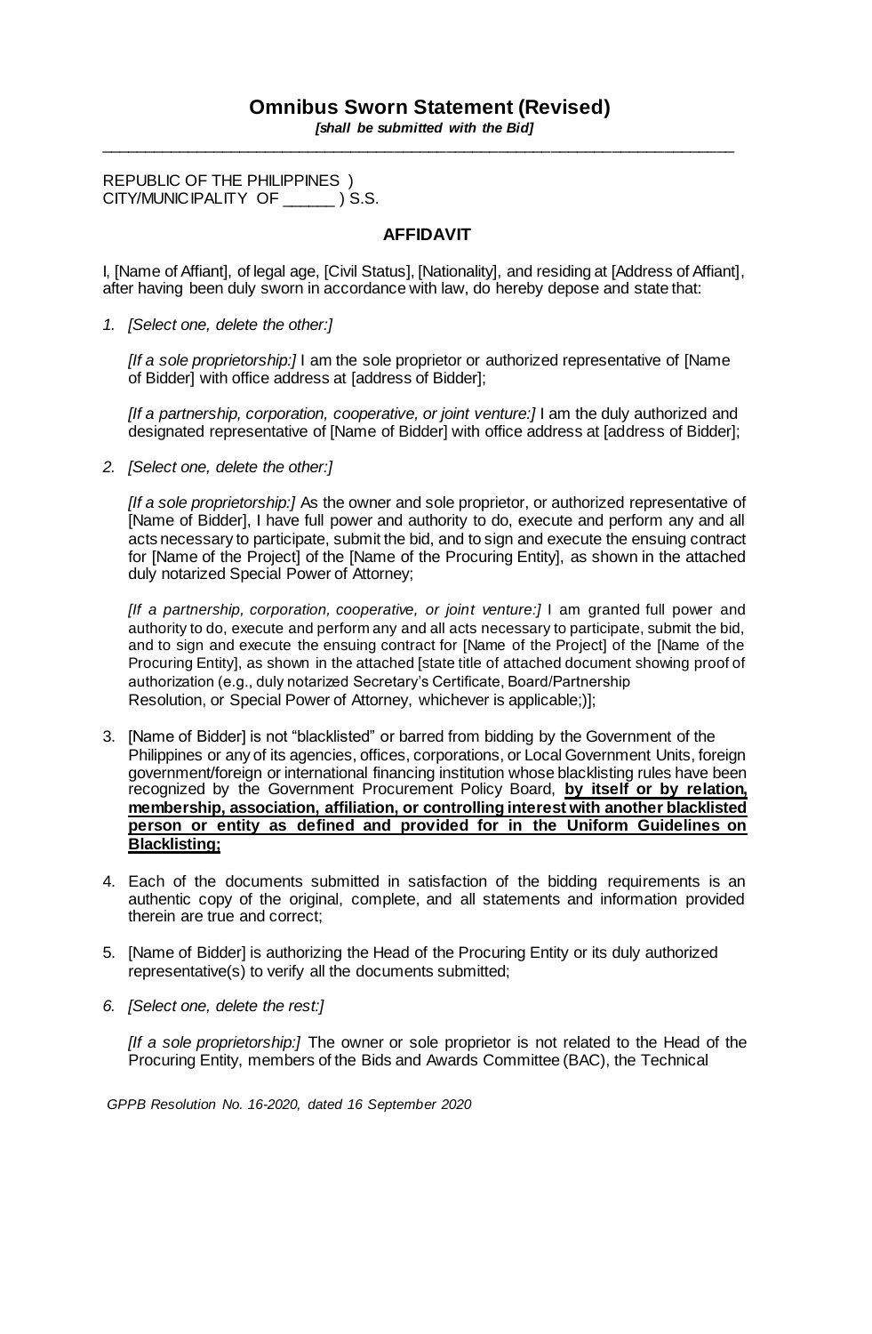# Omnibus Sworn Statement (Revised)

***[shall be submitted with the Bid]***

---

REPUBLIC OF THE PHILIPPINES )
CITY/MUNICIPALITY OF ______ ) S.S.

## AFFIDAVIT

I, [Name of Affiant], of legal age, [Civil Status], [Nationality], and residing at [Address of Affiant], after having been duly sworn in accordance with law, do hereby depose and state that:

1. *[Select one, delete the other:]*

   *[If a sole proprietorship:]* I am the sole proprietor or authorized representative of [Name of Bidder] with office address at [address of Bidder];

   *[If a partnership, corporation, cooperative, or joint venture:]* I am the duly authorized and designated representative of [Name of Bidder] with office address at [address of Bidder];

2. *[Select one, delete the other:]*

   *[If a sole proprietorship:]* As the owner and sole proprietor, or authorized representative of [Name of Bidder], I have full power and authority to do, execute and perform any and all acts necessary to participate, submit the bid, and to sign and execute the ensuing contract for [Name of the Project] of the [Name of the Procuring Entity], as shown in the attached duly notarized Special Power of Attorney;

   *[If a partnership, corporation, cooperative, or joint venture:]* I am granted full power and authority to do, execute and perform any and all acts necessary to participate, submit the bid, and to sign and execute the ensuing contract for [Name of the Project] of the [Name of the Procuring Entity], as shown in the attached [state title of attached document showing proof of authorization (e.g., duly notarized Secretary's Certificate, Board/Partnership Resolution, or Special Power of Attorney, whichever is applicable;)];

3. [Name of Bidder] is not "blacklisted" or barred from bidding by the Government of the Philippines or any of its agencies, offices, corporations, or Local Government Units, foreign government/foreign or international financing institution whose blacklisting rules have been recognized by the Government Procurement Policy Board, **<u>by itself or by relation, membership, association, affiliation, or controlling interest with another blacklisted person or entity as defined and provided for in the Uniform Guidelines on Blacklisting;</u>**

4. Each of the documents submitted in satisfaction of the bidding requirements is an authentic copy of the original, complete, and all statements and information provided therein are true and correct;

5. [Name of Bidder] is authorizing the Head of the Procuring Entity or its duly authorized representative(s) to verify all the documents submitted;

6. *[Select one, delete the rest:]*

   *[If a sole proprietorship:]* The owner or sole proprietor is not related to the Head of the Procuring Entity, members of the Bids and Awards Committee (BAC), the Technical

*GPPB Resolution No. 16-2020, dated 16 September 2020*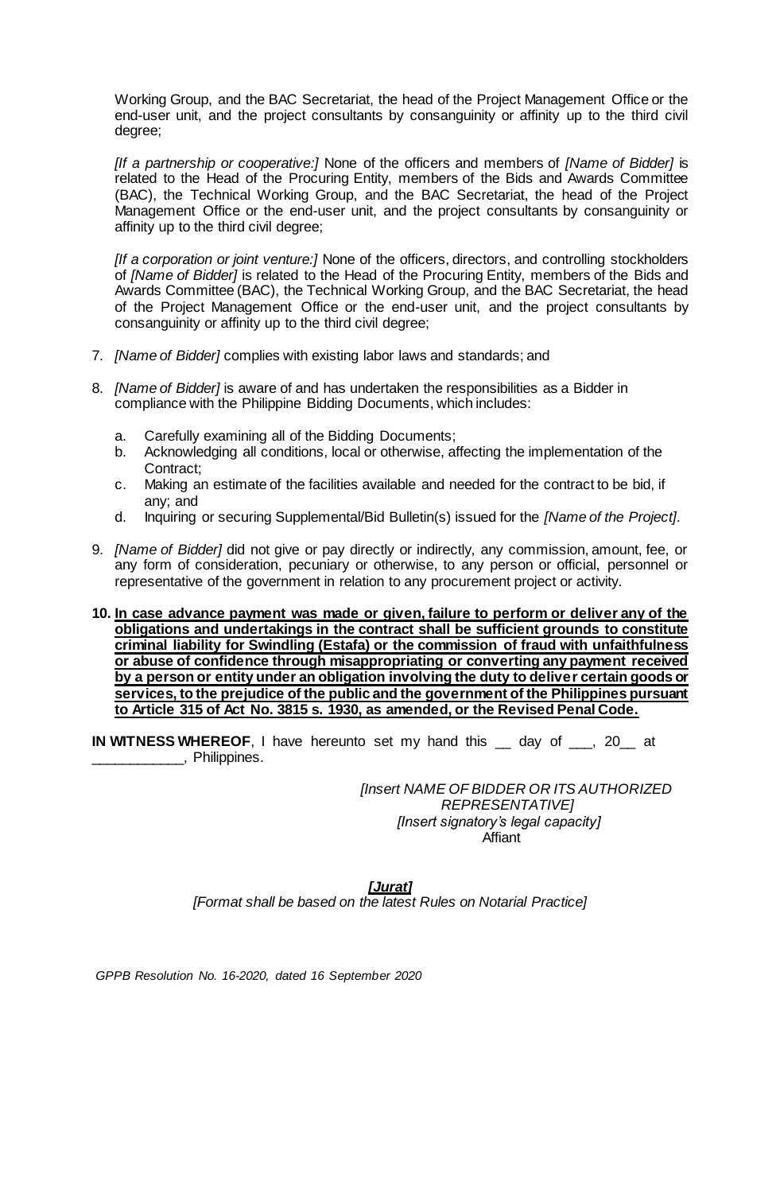Working Group, and the BAC Secretariat, the head of the Project Management Office or the end-user unit, and the project consultants by consanguinity or affinity up to the third civil degree;

*[If a partnership or cooperative:]* None of the officers and members of *[Name of Bidder]* is related to the Head of the Procuring Entity, members of the Bids and Awards Committee (BAC), the Technical Working Group, and the BAC Secretariat, the head of the Project Management Office or the end-user unit, and the project consultants by consanguinity or affinity up to the third civil degree;

*[If a corporation or joint venture:]* None of the officers, directors, and controlling stockholders of *[Name of Bidder]* is related to the Head of the Procuring Entity, members of the Bids and Awards Committee (BAC), the Technical Working Group, and the BAC Secretariat, the head of the Project Management Office or the end-user unit, and the project consultants by consanguinity or affinity up to the third civil degree;

7. *[Name of Bidder]* complies with existing labor laws and standards; and

8. *[Name of Bidder]* is aware of and has undertaken the responsibilities as a Bidder in compliance with the Philippine Bidding Documents, which includes:

   a. Carefully examining all of the Bidding Documents;
   b. Acknowledging all conditions, local or otherwise, affecting the implementation of the Contract;
   c. Making an estimate of the facilities available and needed for the contract to be bid, if any; and
   d. Inquiring or securing Supplemental/Bid Bulletin(s) issued for the *[Name of the Project]*.

9. *[Name of Bidder]* did not give or pay directly or indirectly, any commission, amount, fee, or any form of consideration, pecuniary or otherwise, to any person or official, personnel or representative of the government in relation to any procurement project or activity.

10. **In case advance payment was made or given, failure to perform or deliver any of the obligations and undertakings in the contract shall be sufficient grounds to constitute criminal liability for Swindling (Estafa) or the commission of fraud with unfaithfulness or abuse of confidence through misappropriating or converting any payment received by a person or entity under an obligation involving the duty to deliver certain goods or services, to the prejudice of the public and the government of the Philippines pursuant to Article 315 of Act No. 3815 s. 1930, as amended, or the Revised Penal Code.**

**IN WITNESS WHEREOF**, I have hereunto set my hand this __ day of ___, 20__ at ___________, Philippines.

*[Insert NAME OF BIDDER OR ITS AUTHORIZED REPRESENTATIVE]*
*[Insert signatory's legal capacity]*
Affiant

***[Jurat]***
*[Format shall be based on the latest Rules on Notarial Practice]*

*GPPB Resolution No. 16-2020, dated 16 September 2020*